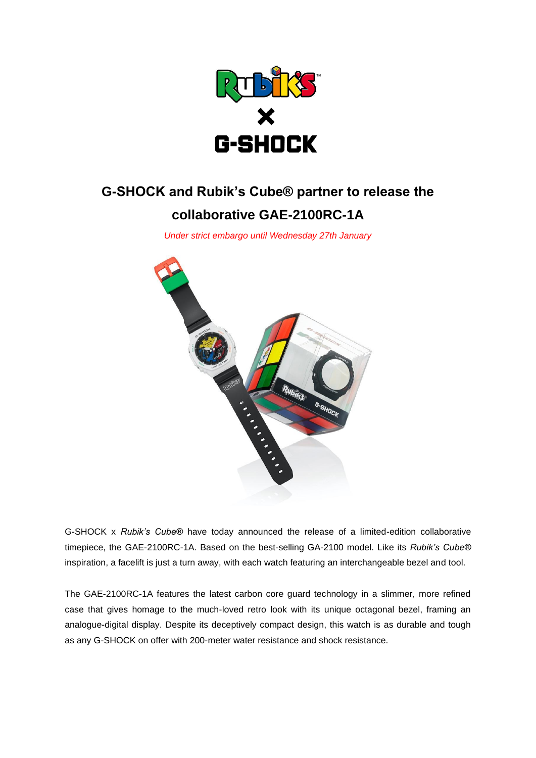# G-SHOCK and Rubik's Cube® partner to release the collaborative GAE-2100RC-1A

*Under strict embargo until Wednesday 27th January*

G-SHOCK x *Rubik's Cube®* have today announced the release of a limited-edition collaborative timepiece, the GAE-2100RC-1A. Based on the best-selling GA-2100 model. Like its *Rubik's Cube®* inspiration, a facelift is just a turn away, with each watch featuring an interchangeable bezel and tool.

The GAE-2100RC-1A features the latest carbon core guard technology in a slimmer, more refined case that gives homage to the much-loved retro look with its unique octagonal bezel, framing an analogue-digital display. Despite its deceptively compact design, this watch is as durable and tough as any G-SHOCK on offer with 200-meter water resistance and shock resistance.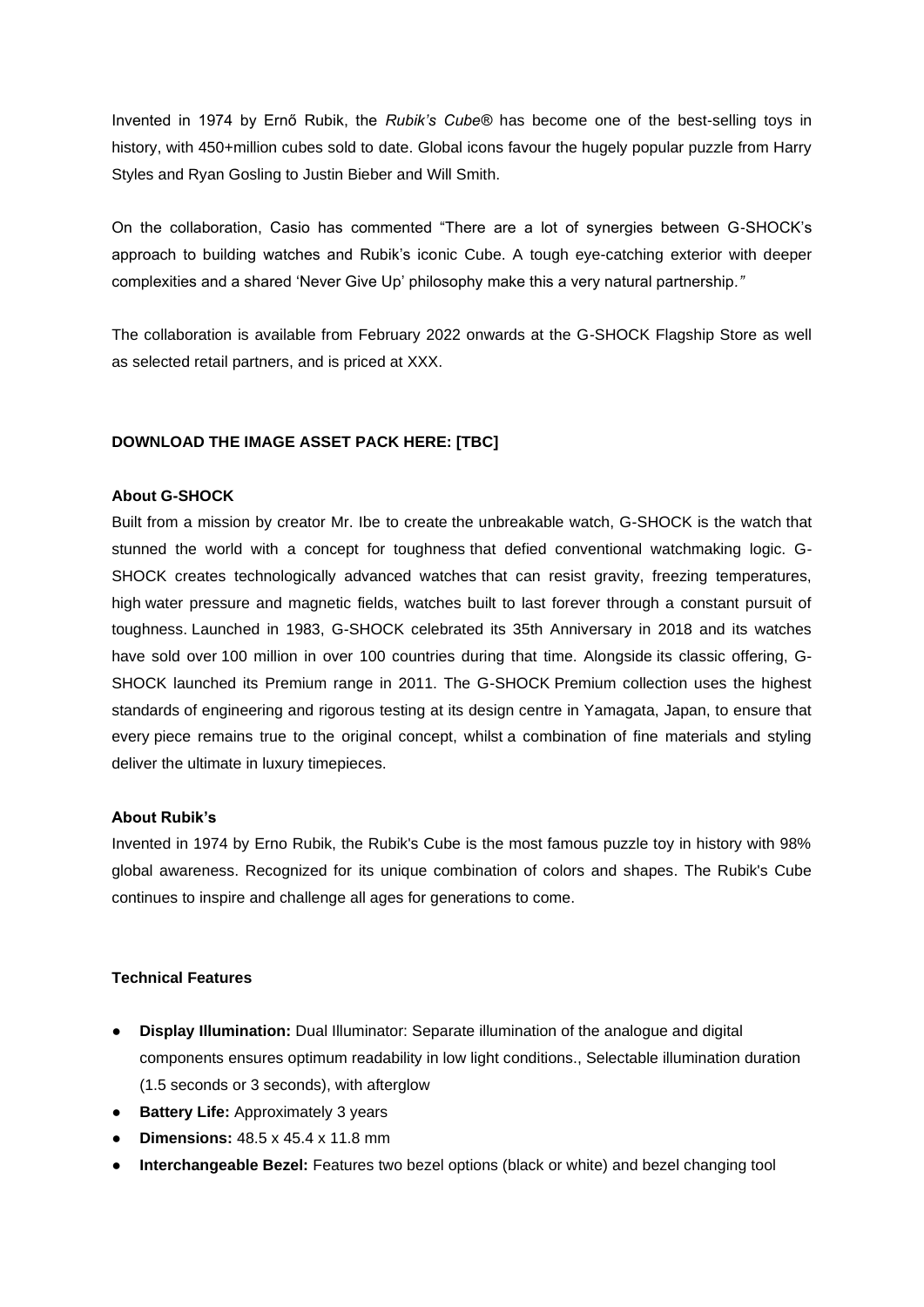Invented in 1974 by Ernő Rubik, the *Rubik's Cube®* has become one of the best-selling toys in history, with 450+million cubes sold to date. Global icons favour the hugely popular puzzle from Harry Styles and Ryan Gosling to Justin Bieber and Will Smith.

On the collaboration, Casio has commented "There are a lot of synergies between G-SHOCK's approach to building watches and Rubik's iconic Cube. A tough eye-catching exterior with deeper complexities and a shared 'Never Give Up' philosophy make this a very natural partnership."

The collaboration is available from February 2022 onwards at the G-SHOCK Flagship Store as well as selected retail partners, and is priced at XXX.

**DOWNLOAD THE IMAGE ASSET PACK HERE: [TBC]**

**About G-SHOCK**

Built from a mission by creator Mr. Ibe to create the unbreakable watch, G-SHOCK is the watch that stunned the world with a concept for toughness that defied conventional watchmaking logic. G-SHOCK creates technologically advanced watches that can resist gravity, freezing temperatures, high water pressure and magnetic fields, watches built to last forever through a constant pursuit of toughness. Launched in 1983, G-SHOCK celebrated its 35th Anniversary in 2018 and its watches have sold over 100 million in over 100 countries during that time. Alongside its classic offering, G-SHOCK launched its Premium range in 2011. The G-SHOCK Premium collection uses the highest standards of engineering and rigorous testing at its design centre in Yamagata, Japan, to ensure that every piece remains true to the original concept, whilst a combination of fine materials and styling deliver the ultimate in luxury timepieces.

**About Rubik's**

Invented in 1974 by Erno Rubik, the Rubik's Cube is the most famous puzzle toy in history with 98% global awareness. Recognized for its unique combination of colors and shapes. The Rubik's Cube continues to inspire and challenge all ages for generations to come.

**Technical Features**

- **Display Illumination:** Dual Illuminator: Separate illumination of the analogue and digital components ensures optimum readability in low light conditions., Selectable illumination duration (1.5 seconds or 3 seconds), with afterglow
- **Battery Life:** Approximately 3 years
- **Dimensions:** 48.5 x 45.4 x 11.8 mm
- **Interchangeable Bezel:** Features two bezel options (black or white) and bezel changing tool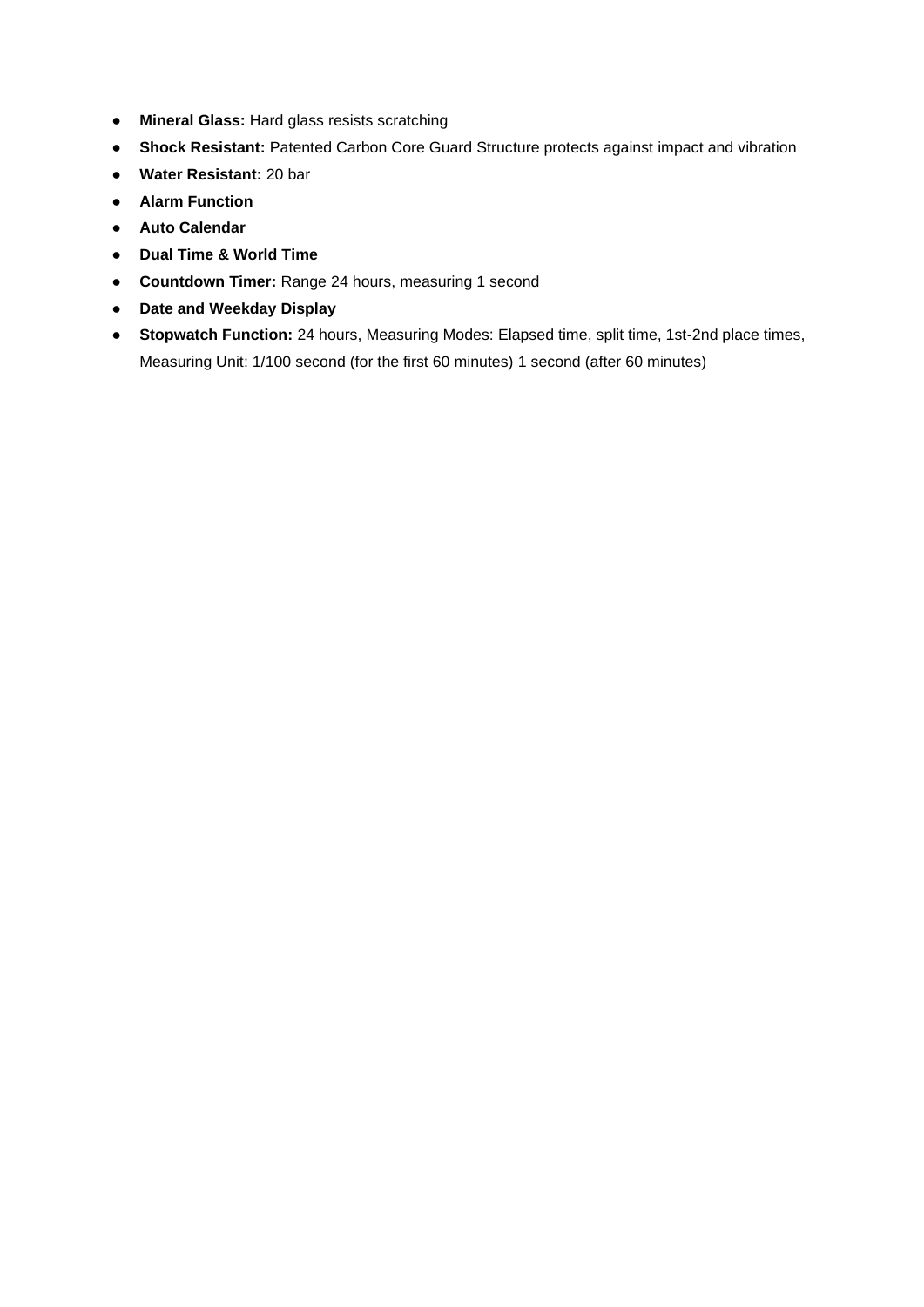- **Mineral Glass:** Hard glass resists scratching
- **Shock Resistant:** Patented Carbon Core Guard Structure protects against impact and vibration
- **Water Resistant:** 20 bar
- **Alarm Function**
- **Auto Calendar**
- **Dual Time & World Time**
- **Countdown Timer:** Range 24 hours, measuring 1 second
- **Date and Weekday Display**
- **Stopwatch Function:** 24 hours, Measuring Modes: Elapsed time, split time, 1st-2nd place times, Measuring Unit: 1/100 second (for the first 60 minutes) 1 second (after 60 minutes)